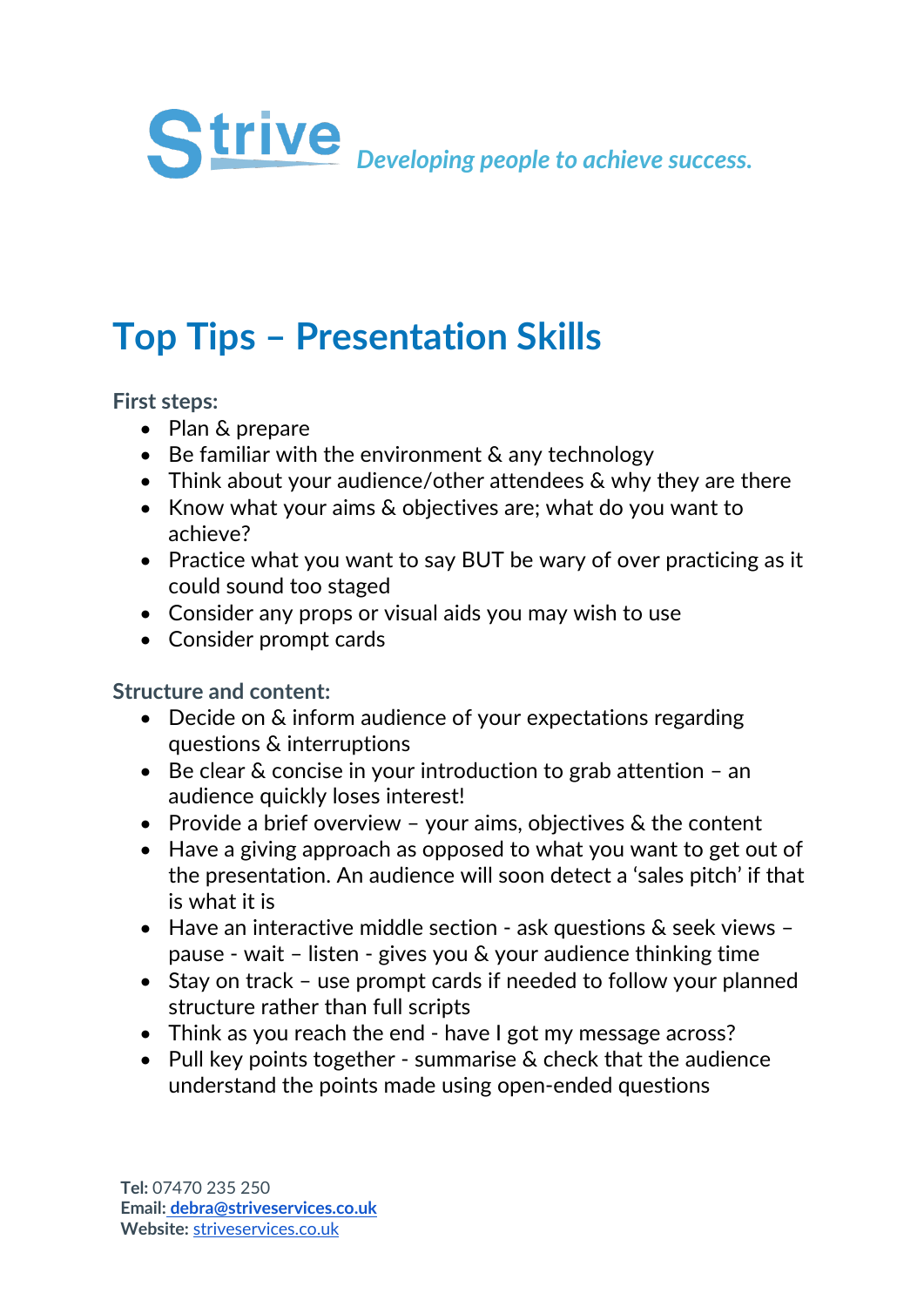**Strive** *Developing people to achieve success.*

# Top Tips – Presentation Skills

**First steps:**

- Plan & prepare
- Be familiar with the environment & any technology
- Think about your audience/other attendees & why they are there
- Know what your aims & objectives are; what do you want to achieve?
- Practice what you want to say BUT be wary of over practicing as it could sound too staged
- Consider any props or visual aids you may wish to use
- Consider prompt cards

**Structure and content:**

- Decide on & inform audience of your expectations regarding questions & interruptions
- Be clear & concise in your introduction to grab attention – an audience quickly loses interest!
- Provide a brief overview – your aims, objectives & the content
- Have a giving approach as opposed to what you want to get out of the presentation. An audience will soon detect a 'sales pitch' if that is what it is
- Have an interactive middle section - ask questions & seek views – pause - wait – listen - gives you & your audience thinking time
- Stay on track – use prompt cards if needed to follow your planned structure rather than full scripts
- Think as you reach the end - have I got my message across?
- Pull key points together - summarise & check that the audience understand the points made using open-ended questions

**Tel:** 07470 235 250
**Email:** debra@striveservices.co.uk
**Website:** striveservices.co.uk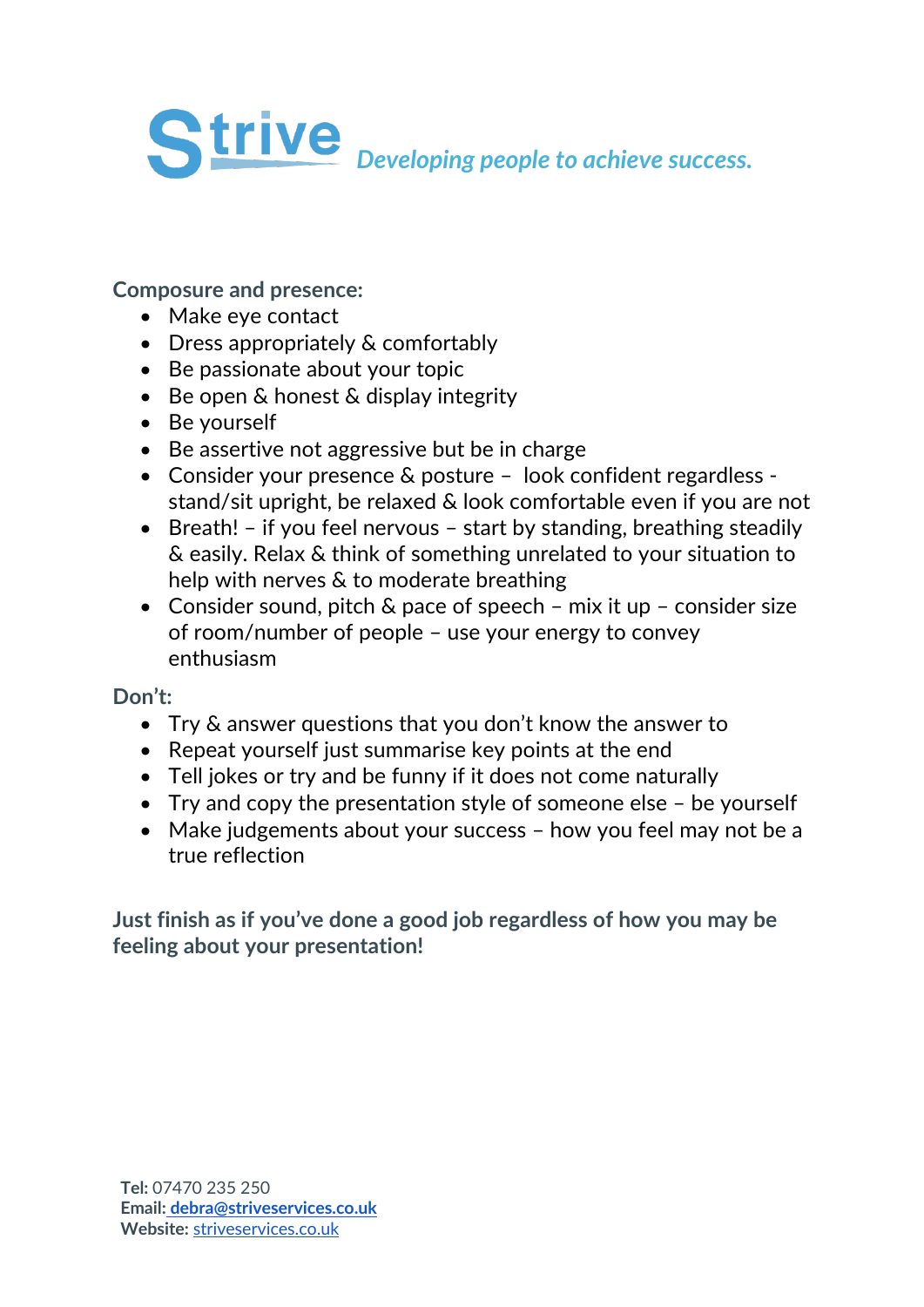**Composure and presence:**

- Make eye contact
- Dress appropriately & comfortably
- Be passionate about your topic
- Be open & honest & display integrity
- Be yourself
- Be assertive not aggressive but be in charge
- Consider your presence & posture – look confident regardless - stand/sit upright, be relaxed & look comfortable even if you are not
- Breath! – if you feel nervous – start by standing, breathing steadily & easily. Relax & think of something unrelated to your situation to help with nerves & to moderate breathing
- Consider sound, pitch & pace of speech – mix it up – consider size of room/number of people – use your energy to convey enthusiasm

**Don't:**

- Try & answer questions that you don't know the answer to
- Repeat yourself just summarise key points at the end
- Tell jokes or try and be funny if it does not come naturally
- Try and copy the presentation style of someone else – be yourself
- Make judgements about your success – how you feel may not be a true reflection

**Just finish as if you've done a good job regardless of how you may be feeling about your presentation!**